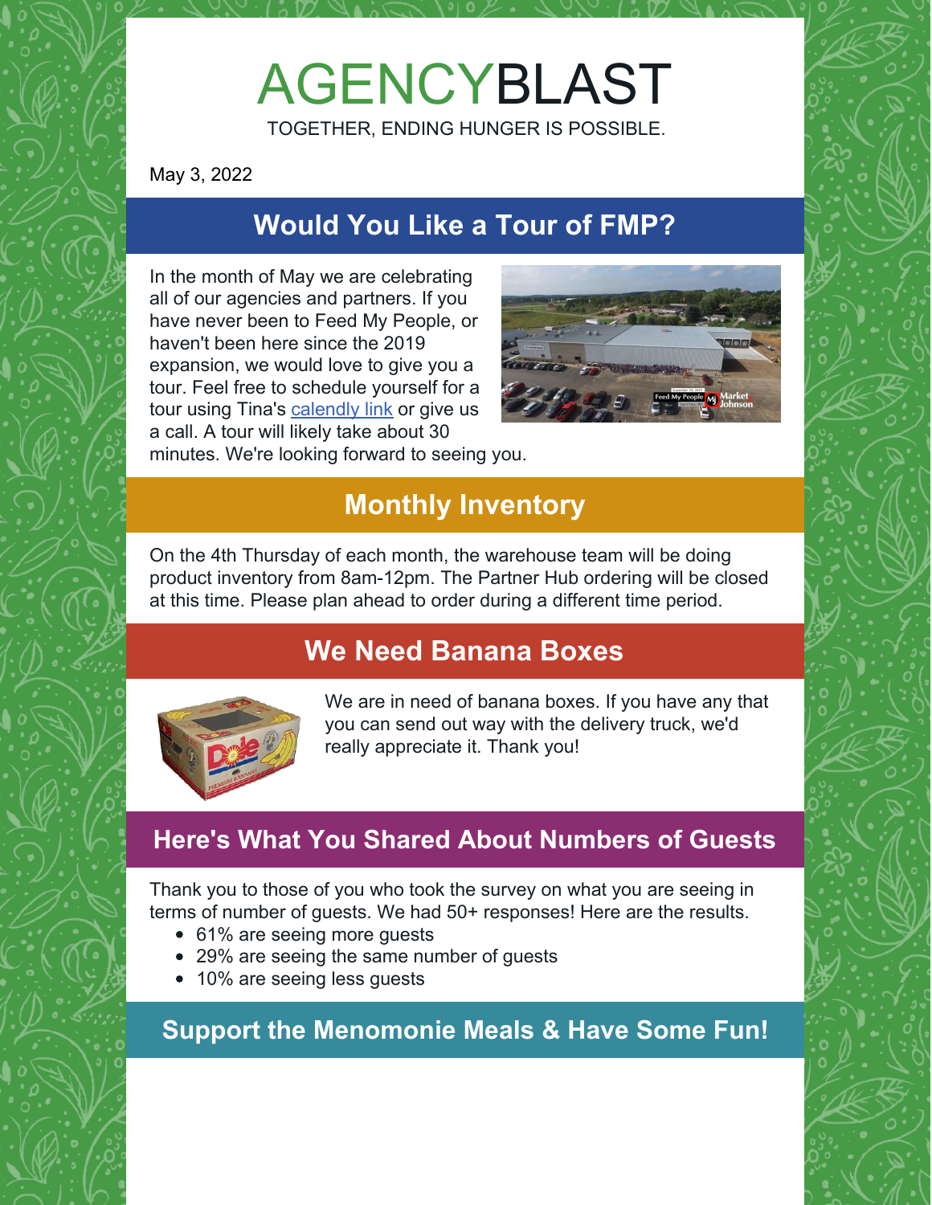# AGENCYBLAST

TOGETHER, ENDING HUNGER IS POSSIBLE.

May 3, 2022

## Would You Like a Tour of FMP?

In the month of May we are celebrating all of our agencies and partners. If you have never been to Feed My People, or haven't been here since the 2019 expansion, we would love to give you a tour. Feel free to schedule yourself for a tour using Tina's calendly link or give us a call. A tour will likely take about 30 minutes. We're looking forward to seeing you.

## Monthly Inventory

On the 4th Thursday of each month, the warehouse team will be doing product inventory from 8am-12pm. The Partner Hub ordering will be closed at this time. Please plan ahead to order during a different time period.

## We Need Banana Boxes

We are in need of banana boxes. If you have any that you can send out way with the delivery truck, we'd really appreciate it. Thank you!

## Here's What You Shared About Numbers of Guests

Thank you to those of you who took the survey on what you are seeing in terms of number of guests. We had 50+ responses! Here are the results.

- 61% are seeing more guests
- 29% are seeing the same number of guests
- 10% are seeing less guests

## Support the Menomonie Meals & Have Some Fun!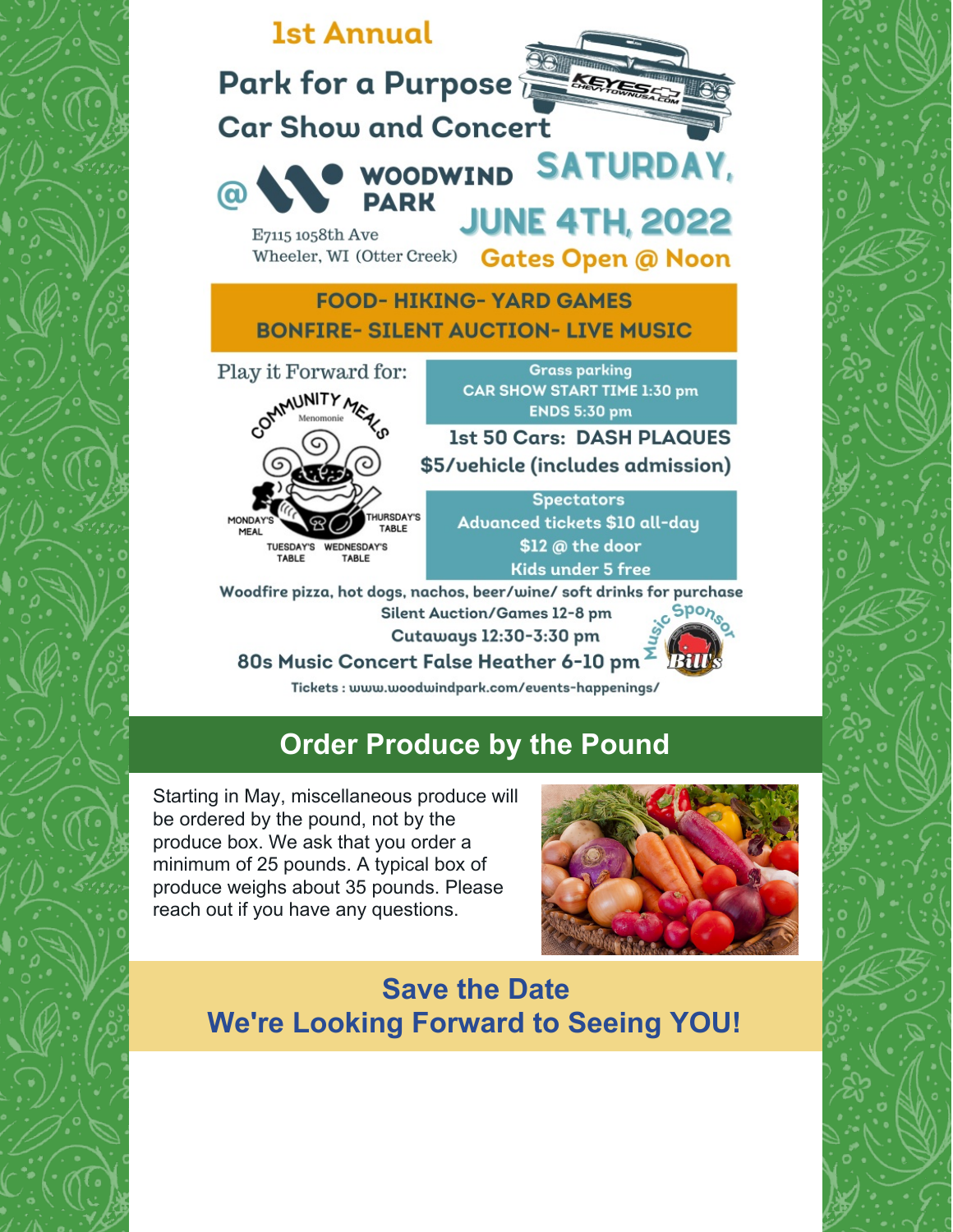# 1st Annual

## Park for a Purpose Car Show and Concert

@ WOODWIND PARK

E7115 1058th Ave
Wheeler, WI (Otter Creek)

**SATURDAY, JUNE 4TH, 2022**

**Gates Open @ Noon**

**FOOD- HIKING- YARD GAMES**
**BONFIRE- SILENT AUCTION- LIVE MUSIC**

Play it Forward for:

COMMUNITY MEALS
Menomonie
MONDAY'S MEAL
TUESDAY'S TABLE
WEDNESDAY'S TABLE
THURSDAY'S TABLE

Grass parking
CAR SHOW START TIME 1:30 pm
ENDS 5:30 pm

1st 50 Cars: DASH PLAQUES
$5/vehicle (includes admission)

Spectators
Advanced tickets $10 all-day
$12 @ the door
Kids under 5 free

Woodfire pizza, hot dogs, nachos, beer/wine/ soft drinks for purchase

Silent Auction/Games 12-8 pm

Cutaways 12:30-3:30 pm

80s Music Concert False Heather 6-10 pm

Music Sponsor: Bill's

Tickets : www.woodwindpark.com/events-happenings/

## Order Produce by the Pound

Starting in May, miscellaneous produce will be ordered by the pound, not by the produce box. We ask that you order a minimum of 25 pounds. A typical box of produce weighs about 35 pounds. Please reach out if you have any questions.

## Save the Date
## We're Looking Forward to Seeing YOU!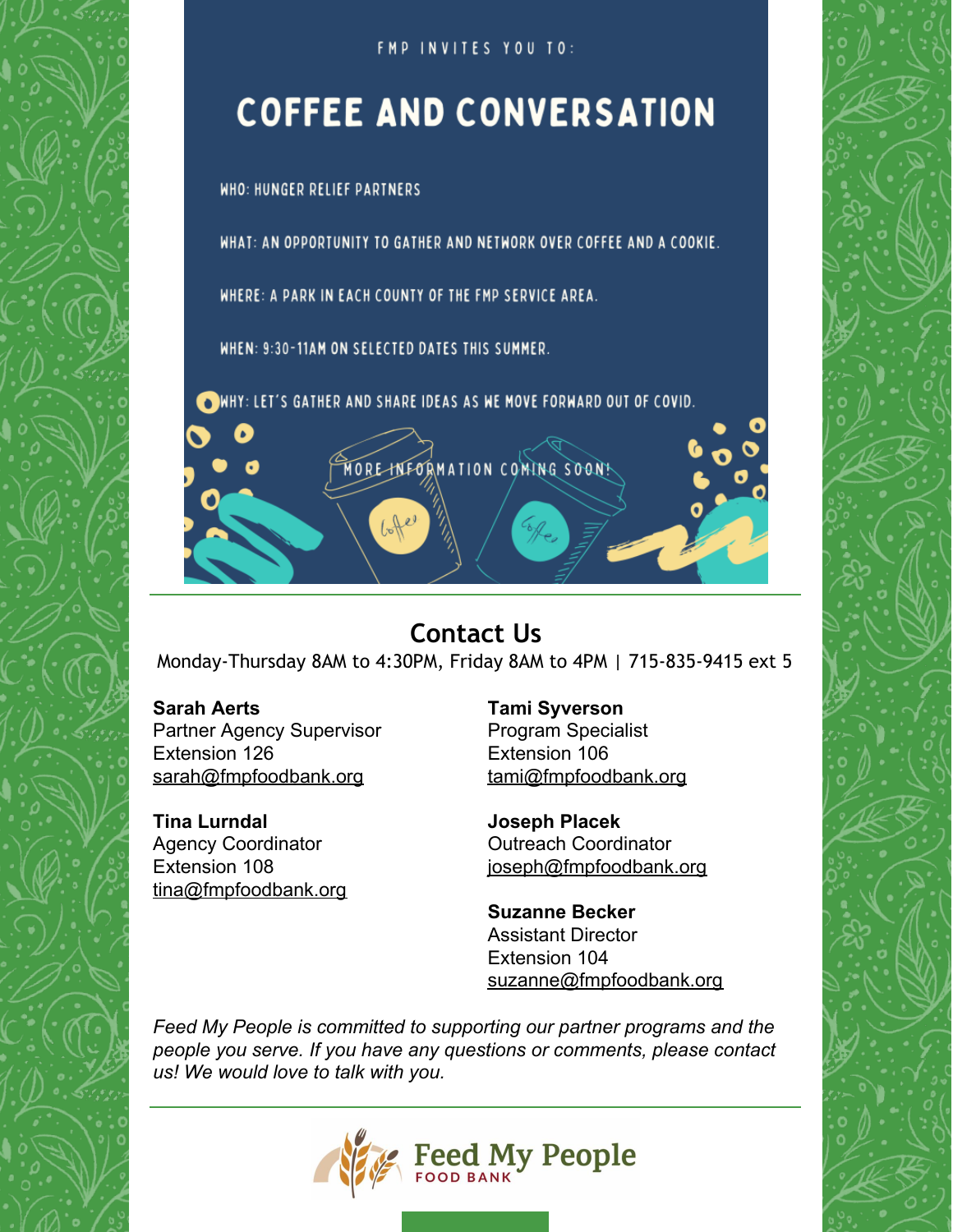FMP INVITES YOU TO:

# COFFEE AND CONVERSATION

WHO: HUNGER RELIEF PARTNERS

WHAT: AN OPPORTUNITY TO GATHER AND NETWORK OVER COFFEE AND A COOKIE.

WHERE: A PARK IN EACH COUNTY OF THE FMP SERVICE AREA.

WHEN: 9:30-11AM ON SELECTED DATES THIS SUMMER.

WHY: LET'S GATHER AND SHARE IDEAS AS WE MOVE FORWARD OUT OF COVID.

MORE INFORMATION COMING SOON!

## Contact Us

Monday-Thursday 8AM to 4:30PM, Friday 8AM to 4PM | 715-835-9415 ext 5

**Sarah Aerts**
Partner Agency Supervisor
Extension 126
sarah@fmpfoodbank.org

**Tina Lurndal**
Agency Coordinator
Extension 108
tina@fmpfoodbank.org

**Tami Syverson**
Program Specialist
Extension 106
tami@fmpfoodbank.org

**Joseph Placek**
Outreach Coordinator
joseph@fmpfoodbank.org

**Suzanne Becker**
Assistant Director
Extension 104
suzanne@fmpfoodbank.org

*Feed My People is committed to supporting our partner programs and the people you serve. If you have any questions or comments, please contact us! We would love to talk with you.*

Feed My People FOOD BANK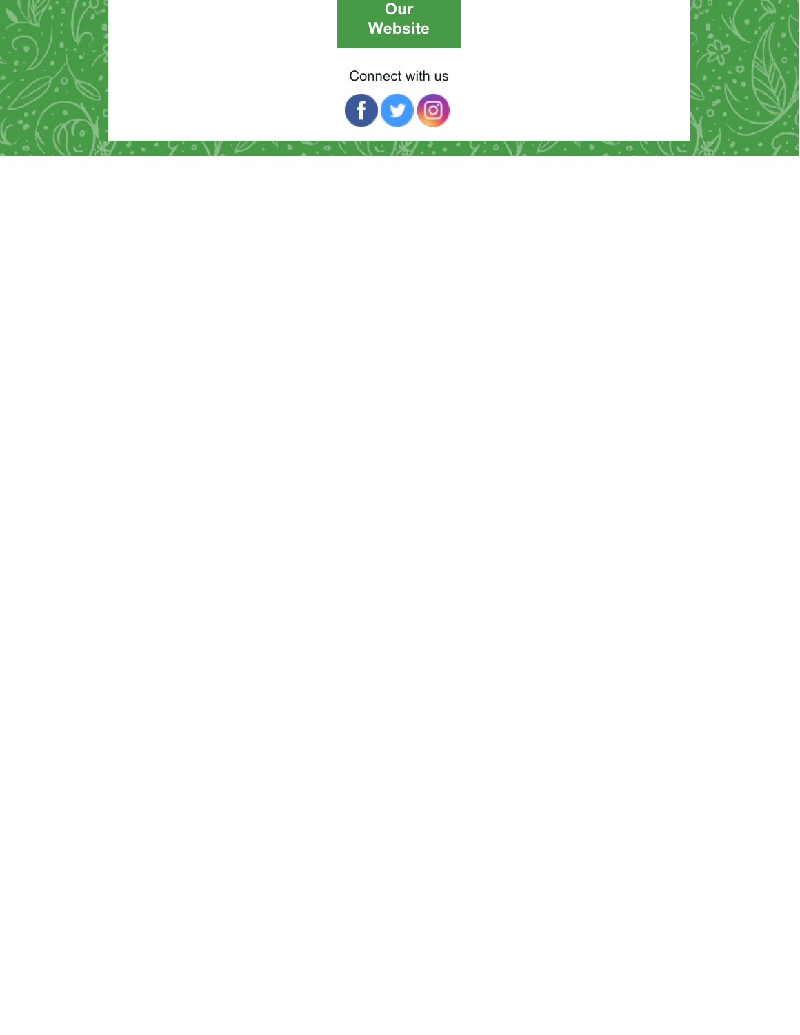Our Website

Connect with us